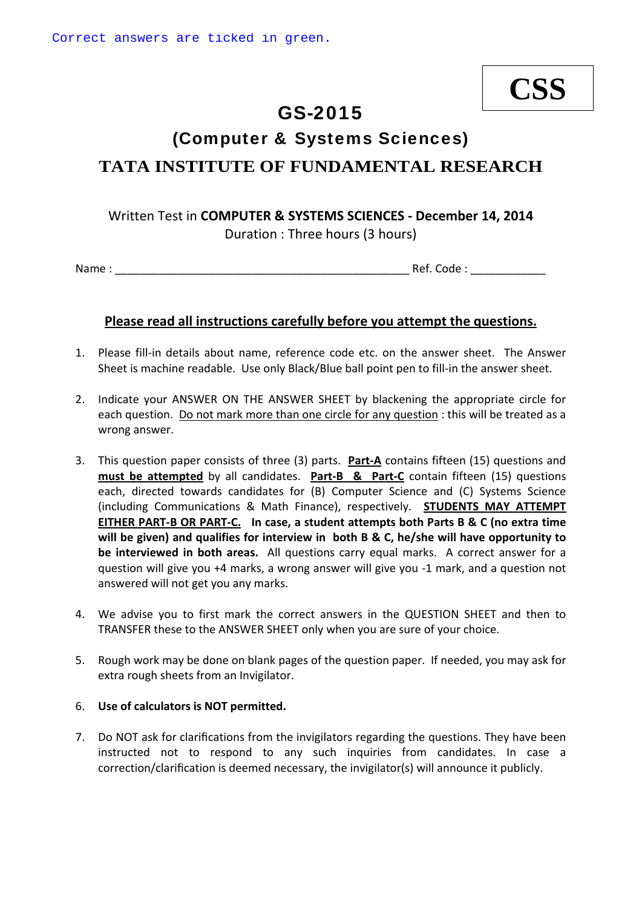Correct answers are ticked in green.

**CSS**

# GS-2015

## (Computer & Systems Sciences)

## TATA INSTITUTE OF FUNDAMENTAL RESEARCH

Written Test in **COMPUTER & SYSTEMS SCIENCES - December 14, 2014**
Duration : Three hours (3 hours)

Name : _______________________________________________ Ref. Code : ____________

**<u>Please read all instructions carefully before you attempt the questions.</u>**

1. Please fill-in details about name, reference code etc. on the answer sheet. The Answer Sheet is machine readable. Use only Black/Blue ball point pen to fill-in the answer sheet.

2. Indicate your ANSWER ON THE ANSWER SHEET by blackening the appropriate circle for each question. <u>Do not mark more than one circle for any question</u> : this will be treated as a wrong answer.

3. This question paper consists of three (3) parts. **<u>Part-A</u>** contains fifteen (15) questions and **<u>must be attempted</u>** by all candidates. **<u>Part-B & Part-C</u>** contain fifteen (15) questions each, directed towards candidates for (B) Computer Science and (C) Systems Science (including Communications & Math Finance), respectively. **<u>STUDENTS MAY ATTEMPT EITHER PART-B OR PART-C.</u>** **In case, a student attempts both Parts B & C (no extra time will be given) and qualifies for interview in both B & C, he/she will have opportunity to be interviewed in both areas.** All questions carry equal marks. A correct answer for a question will give you +4 marks, a wrong answer will give you -1 mark, and a question not answered will not get you any marks.

4. We advise you to first mark the correct answers in the QUESTION SHEET and then to TRANSFER these to the ANSWER SHEET only when you are sure of your choice.

5. Rough work may be done on blank pages of the question paper. If needed, you may ask for extra rough sheets from an Invigilator.

6. **Use of calculators is NOT permitted.**

7. Do NOT ask for clarifications from the invigilators regarding the questions. They have been instructed not to respond to any such inquiries from candidates. In case a correction/clarification is deemed necessary, the invigilator(s) will announce it publicly.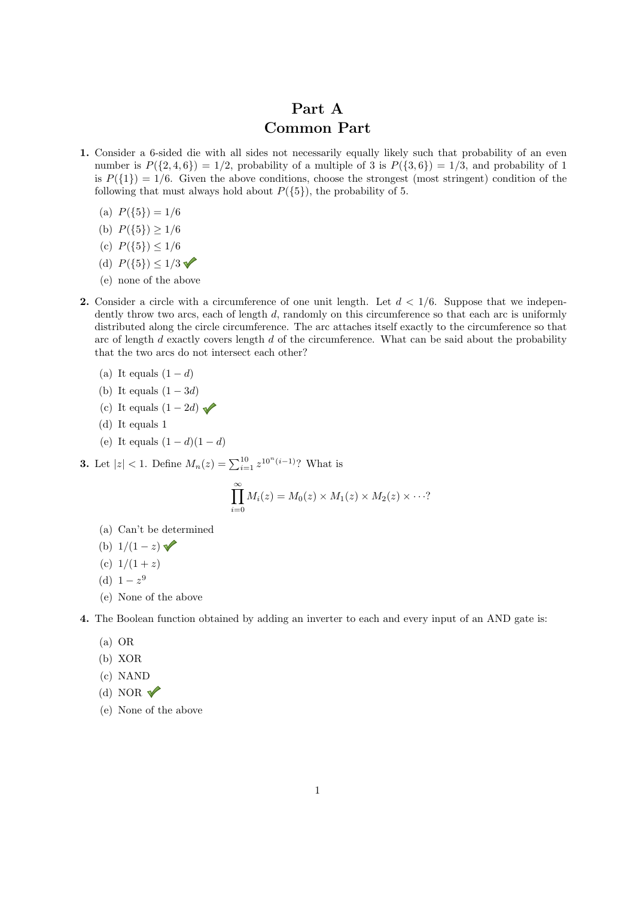# Part A
# Common Part

**1.** Consider a 6-sided die with all sides not necessarily equally likely such that probability of an even number is $P(\{2,4,6\}) = 1/2$, probability of a multiple of 3 is $P(\{3,6\}) = 1/3$, and probability of 1 is $P(\{1\}) = 1/6$. Given the above conditions, choose the strongest (most stringent) condition of the following that must always hold about $P(\{5\})$, the probability of 5.

- (a) $P(\{5\}) = 1/6$
- (b) $P(\{5\}) \geq 1/6$
- (c) $P(\{5\}) \leq 1/6$
- (d) $P(\{5\}) \leq 1/3$ ✓
- (e) none of the above

**2.** Consider a circle with a circumference of one unit length. Let $d < 1/6$. Suppose that we independently throw two arcs, each of length $d$, randomly on this circumference so that each arc is uniformly distributed along the circle circumference. The arc attaches itself exactly to the circumference so that arc of length $d$ exactly covers length $d$ of the circumference. What can be said about the probability that the two arcs do not intersect each other?

- (a) It equals $(1-d)$
- (b) It equals $(1-3d)$
- (c) It equals $(1-2d)$ ✓
- (d) It equals 1
- (e) It equals $(1-d)(1-d)$

**3.** Let $|z| < 1$. Define $M_n(z) = \sum_{i=1}^{10} z^{10^n(i-1)}$? What is

$$\prod_{i=0}^{\infty} M_i(z) = M_0(z) \times M_1(z) \times M_2(z) \times \cdots ?$$

- (a) Can't be determined
- (b) $1/(1-z)$ ✓
- (c) $1/(1+z)$
- (d) $1-z^9$
- (e) None of the above

**4.** The Boolean function obtained by adding an inverter to each and every input of an AND gate is:

- (a) OR
- (b) XOR
- (c) NAND
- (d) NOR ✓
- (e) None of the above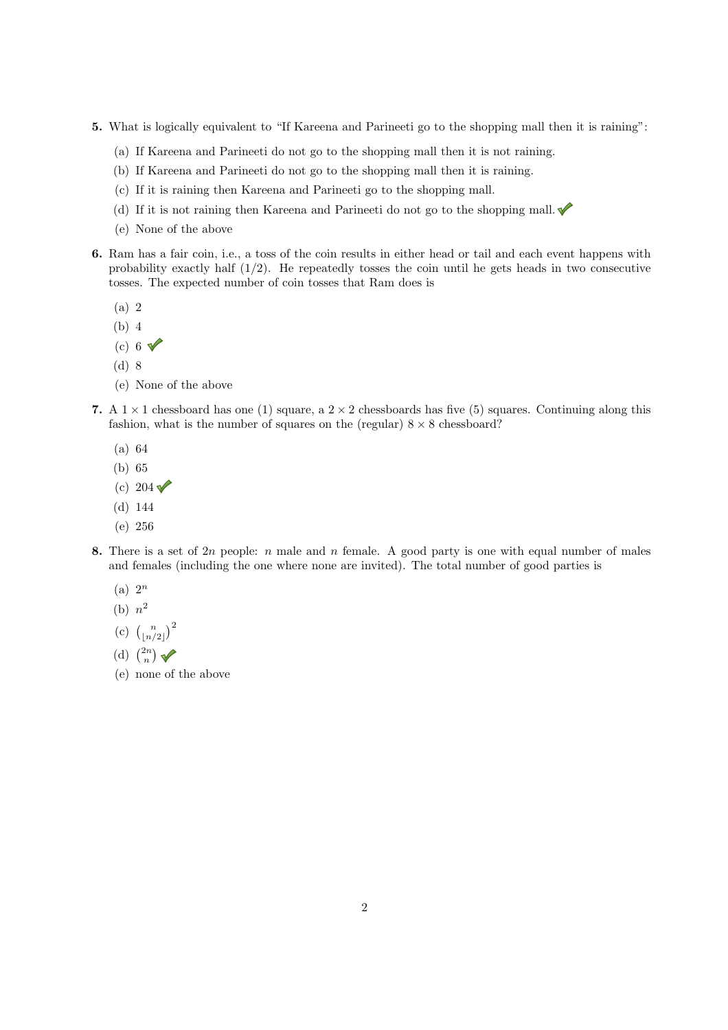**5.** What is logically equivalent to "If Kareena and Parineeti go to the shopping mall then it is raining":

(a) If Kareena and Parineeti do not go to the shopping mall then it is not raining.

(b) If Kareena and Parineeti do not go to the shopping mall then it is raining.

(c) If it is raining then Kareena and Parineeti go to the shopping mall.

(d) If it is not raining then Kareena and Parineeti do not go to the shopping mall. ✓

(e) None of the above

**6.** Ram has a fair coin, i.e., a toss of the coin results in either head or tail and each event happens with probability exactly half (1/2). He repeatedly tosses the coin until he gets heads in two consecutive tosses. The expected number of coin tosses that Ram does is

(a) 2

(b) 4

(c) 6 ✓

(d) 8

(e) None of the above

**7.** A $1 \times 1$ chessboard has one (1) square, a $2 \times 2$ chessboards has five (5) squares. Continuing along this fashion, what is the number of squares on the (regular) $8 \times 8$ chessboard?

(a) 64

(b) 65

(c) 204 ✓

(d) 144

(e) 256

**8.** There is a set of $2n$ people: $n$ male and $n$ female. A good party is one with equal number of males and females (including the one where none are invited). The total number of good parties is

(a) $2^n$

(b) $n^2$

(c) $\binom{n}{\lfloor n/2 \rfloor}^2$

(d) $\binom{2n}{n}$ ✓

(e) none of the above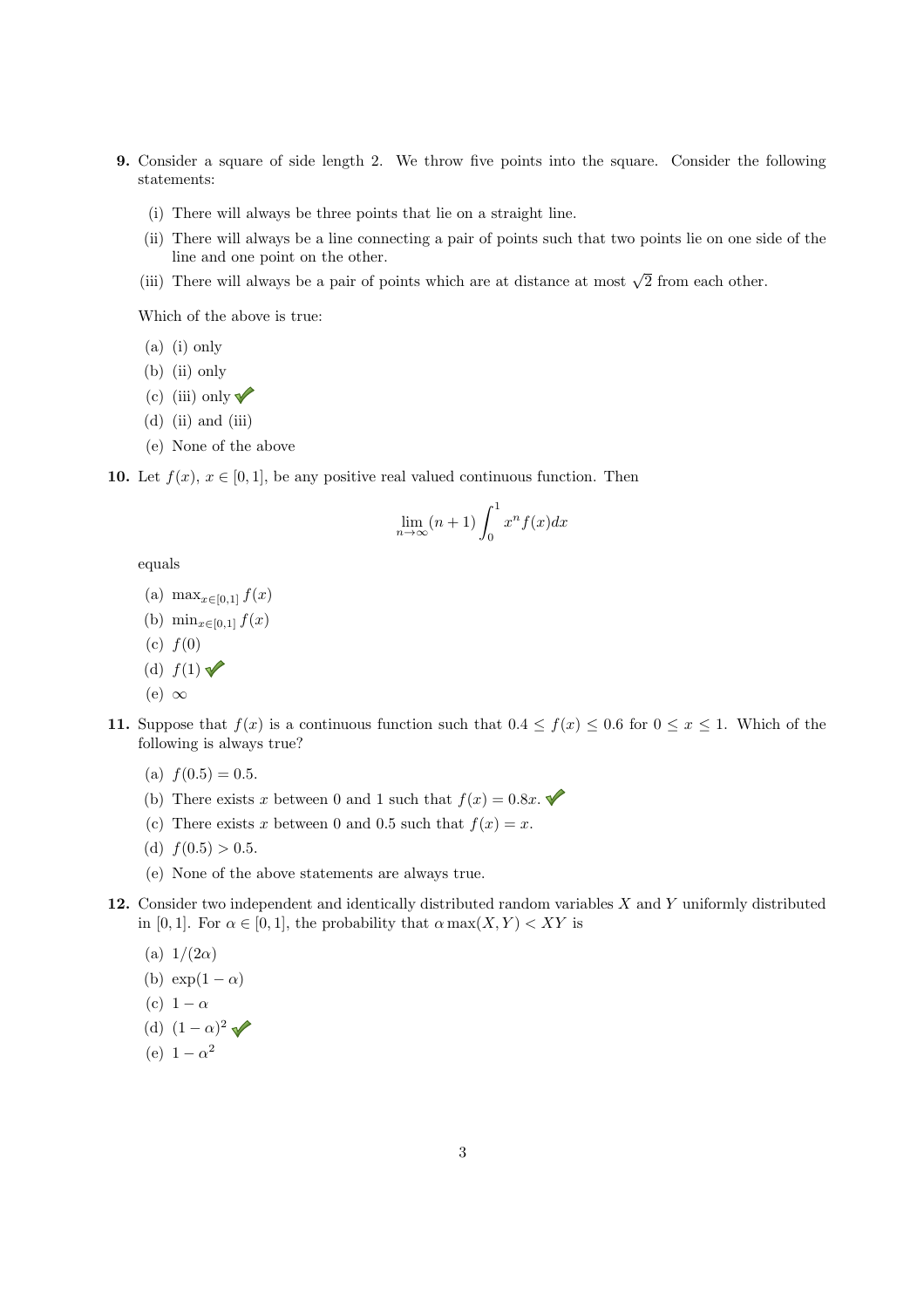**9.** Consider a square of side length 2. We throw five points into the square. Consider the following statements:

(i) There will always be three points that lie on a straight line.

(ii) There will always be a line connecting a pair of points such that two points lie on one side of the line and one point on the other.

(iii) There will always be a pair of points which are at distance at most $\sqrt{2}$ from each other.

Which of the above is true:

(a) (i) only

(b) (ii) only

(c) (iii) only ✓

(d) (ii) and (iii)

(e) None of the above

**10.** Let $f(x)$, $x \in [0, 1]$, be any positive real valued continuous function. Then

$$\lim_{n \to \infty} (n+1) \int_0^1 x^n f(x) dx$$

equals

(a) $\max_{x \in [0,1]} f(x)$

(b) $\min_{x \in [0,1]} f(x)$

(c) $f(0)$

(d) $f(1)$ ✓

(e) $\infty$

**11.** Suppose that $f(x)$ is a continuous function such that $0.4 \leq f(x) \leq 0.6$ for $0 \leq x \leq 1$. Which of the following is always true?

(a) $f(0.5) = 0.5$.

(b) There exists $x$ between 0 and 1 such that $f(x) = 0.8x$. ✓

(c) There exists $x$ between 0 and 0.5 such that $f(x) = x$.

(d) $f(0.5) > 0.5$.

(e) None of the above statements are always true.

**12.** Consider two independent and identically distributed random variables $X$ and $Y$ uniformly distributed in $[0, 1]$. For $\alpha \in [0, 1]$, the probability that $\alpha \max(X, Y) < XY$ is

(a) $1/(2\alpha)$

(b) $\exp(1 - \alpha)$

(c) $1 - \alpha$

(d) $(1 - \alpha)^2$ ✓

(e) $1 - \alpha^2$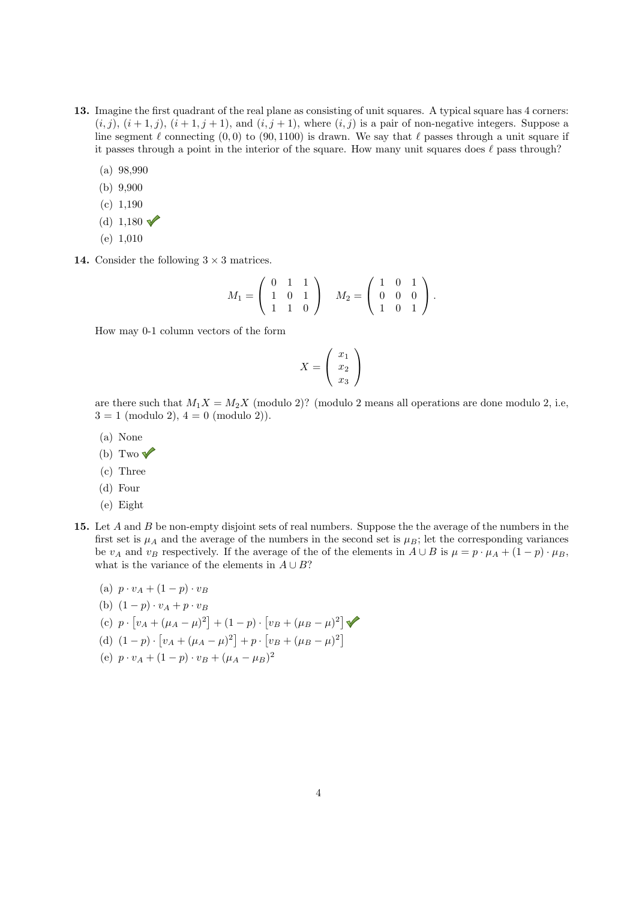**13.** Imagine the first quadrant of the real plane as consisting of unit squares. A typical square has 4 corners: $(i, j)$, $(i+1, j)$, $(i+1, j+1)$, and $(i, j+1)$, where $(i, j)$ is a pair of non-negative integers. Suppose a line segment $\ell$ connecting $(0, 0)$ to $(90, 1100)$ is drawn. We say that $\ell$ passes through a unit square if it passes through a point in the interior of the square. How many unit squares does $\ell$ pass through?

(a) 98,990

(b) 9,900

(c) 1,190

(d) 1,180 ✓

(e) 1,010

**14.** Consider the following $3 \times 3$ matrices.

$$M_1 = \begin{pmatrix} 0 & 1 & 1 \\ 1 & 0 & 1 \\ 1 & 1 & 0 \end{pmatrix} \quad M_2 = \begin{pmatrix} 1 & 0 & 1 \\ 0 & 0 & 0 \\ 1 & 0 & 1 \end{pmatrix}.$$

How may 0-1 column vectors of the form

$$X = \begin{pmatrix} x_1 \\ x_2 \\ x_3 \end{pmatrix}$$

are there such that $M_1 X = M_2 X$ (modulo 2)? (modulo 2 means all operations are done modulo 2, i.e, $3 = 1$ (modulo 2), $4 = 0$ (modulo 2)).

(a) None

(b) Two ✓

(c) Three

(d) Four

(e) Eight

**15.** Let $A$ and $B$ be non-empty disjoint sets of real numbers. Suppose the the average of the numbers in the first set is $\mu_A$ and the average of the numbers in the second set is $\mu_B$; let the corresponding variances be $v_A$ and $v_B$ respectively. If the average of the of the elements in $A \cup B$ is $\mu = p \cdot \mu_A + (1-p) \cdot \mu_B$, what is the variance of the elements in $A \cup B$?

(a) $p \cdot v_A + (1-p) \cdot v_B$

(b) $(1-p) \cdot v_A + p \cdot v_B$

(c) $p \cdot \left[v_A + (\mu_A - \mu)^2\right] + (1-p) \cdot \left[v_B + (\mu_B - \mu)^2\right]$ ✓

(d) $(1-p) \cdot \left[v_A + (\mu_A - \mu)^2\right] + p \cdot \left[v_B + (\mu_B - \mu)^2\right]$

(e) $p \cdot v_A + (1-p) \cdot v_B + (\mu_A - \mu_B)^2$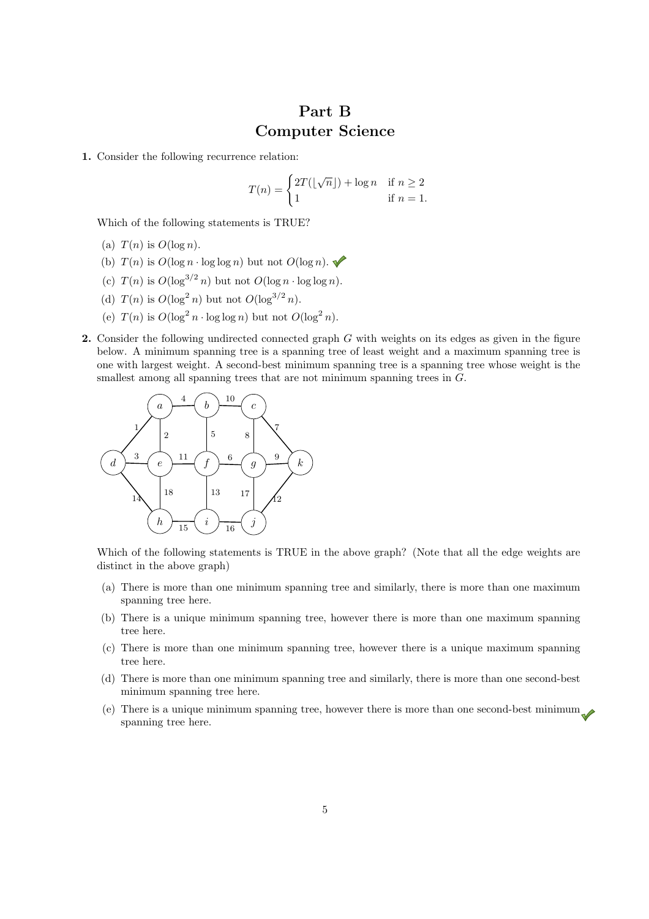# Part B
# Computer Science

**1.** Consider the following recurrence relation:

$$T(n) = \begin{cases} 2T(\lfloor \sqrt{n} \rfloor) + \log n & \text{if } n \geq 2 \\ 1 & \text{if } n = 1. \end{cases}$$

Which of the following statements is TRUE?

(a) $T(n)$ is $O(\log n)$.

(b) $T(n)$ is $O(\log n \cdot \log \log n)$ but not $O(\log n)$. ✓

(c) $T(n)$ is $O(\log^{3/2} n)$ but not $O(\log n \cdot \log \log n)$.

(d) $T(n)$ is $O(\log^2 n)$ but not $O(\log^{3/2} n)$.

(e) $T(n)$ is $O(\log^2 n \cdot \log \log n)$ but not $O(\log^2 n)$.

**2.** Consider the following undirected connected graph $G$ with weights on its edges as given in the figure below. A minimum spanning tree is a spanning tree of least weight and a maximum spanning tree is one with largest weight. A second-best minimum spanning tree is a spanning tree whose weight is the smallest among all spanning trees that are not minimum spanning trees in $G$.

Which of the following statements is TRUE in the above graph? (Note that all the edge weights are distinct in the above graph)

(a) There is more than one minimum spanning tree and similarly, there is more than one maximum spanning tree here.

(b) There is a unique minimum spanning tree, however there is more than one maximum spanning tree here.

(c) There is more than one minimum spanning tree, however there is a unique maximum spanning tree here.

(d) There is more than one minimum spanning tree and similarly, there is more than one second-best minimum spanning tree here.

(e) There is a unique minimum spanning tree, however there is more than one second-best minimum spanning tree here. ✓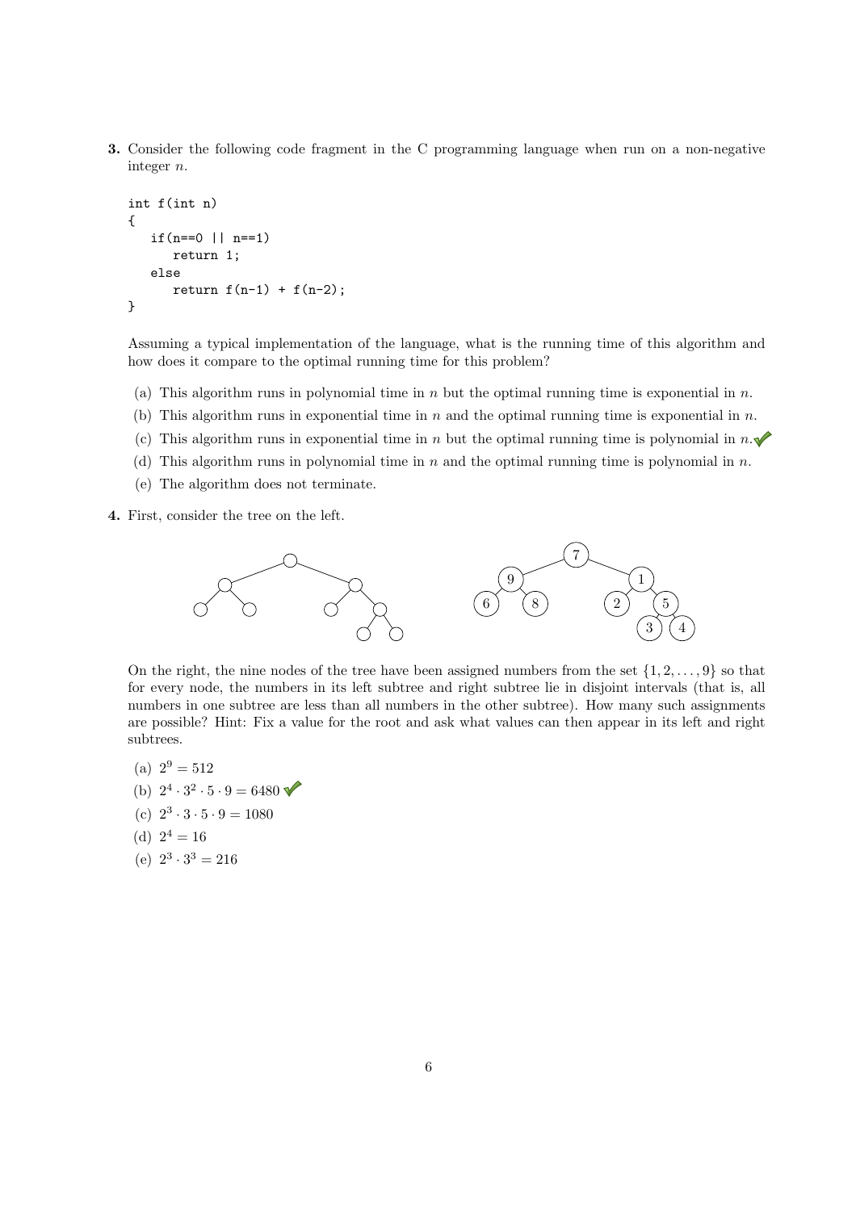**3.** Consider the following code fragment in the C programming language when run on a non-negative integer $n$.

```
int f(int n)
{
   if(n==0 || n==1)
      return 1;
   else
      return f(n-1) + f(n-2);
}
```

Assuming a typical implementation of the language, what is the running time of this algorithm and how does it compare to the optimal running time for this problem?

(a) This algorithm runs in polynomial time in $n$ but the optimal running time is exponential in $n$.

(b) This algorithm runs in exponential time in $n$ and the optimal running time is exponential in $n$.

(c) This algorithm runs in exponential time in $n$ but the optimal running time is polynomial in $n$. ✓

(d) This algorithm runs in polynomial time in $n$ and the optimal running time is polynomial in $n$.

(e) The algorithm does not terminate.

**4.** First, consider the tree on the left.

On the right, the nine nodes of the tree have been assigned numbers from the set $\{1, 2, \ldots, 9\}$ so that for every node, the numbers in its left subtree and right subtree lie in disjoint intervals (that is, all numbers in one subtree are less than all numbers in the other subtree). How many such assignments are possible? Hint: Fix a value for the root and ask what values can then appear in its left and right subtrees.

(a) $2^9 = 512$

(b) $2^4 \cdot 3^2 \cdot 5 \cdot 9 = 6480$ ✓

(c) $2^3 \cdot 3 \cdot 5 \cdot 9 = 1080$

(d) $2^4 = 16$

(e) $2^3 \cdot 3^3 = 216$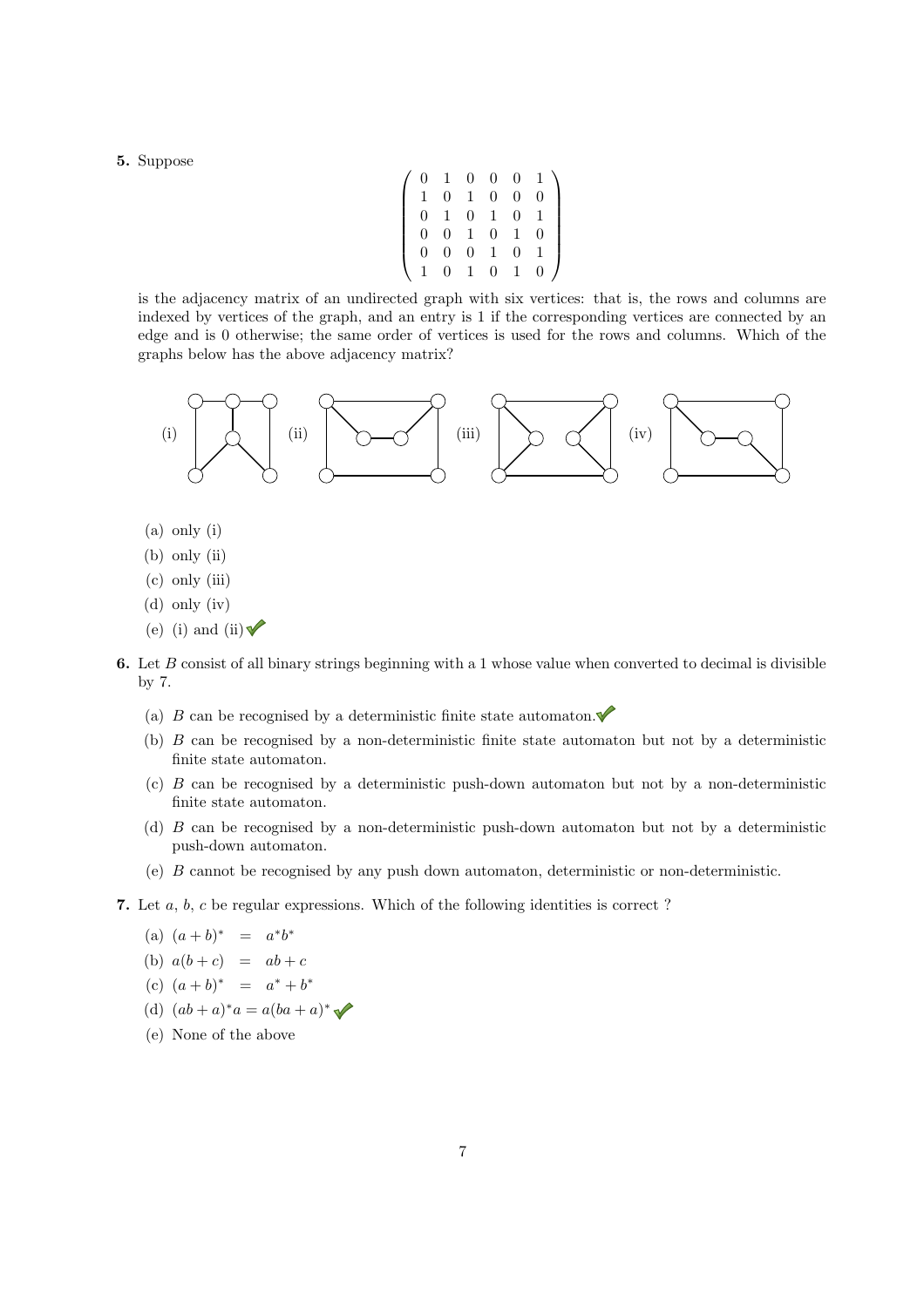**5.** Suppose

$$\begin{pmatrix} 0 & 1 & 0 & 0 & 0 & 1 \\ 1 & 0 & 1 & 0 & 0 & 0 \\ 0 & 1 & 0 & 1 & 0 & 1 \\ 0 & 0 & 1 & 0 & 1 & 0 \\ 0 & 0 & 0 & 1 & 0 & 1 \\ 1 & 0 & 1 & 0 & 1 & 0 \end{pmatrix}$$

is the adjacency matrix of an undirected graph with six vertices: that is, the rows and columns are indexed by vertices of the graph, and an entry is 1 if the corresponding vertices are connected by an edge and is 0 otherwise; the same order of vertices is used for the rows and columns. Which of the graphs below has the above adjacency matrix?

(i) (ii) (iii) (iv)

- (a) only (i)
- (b) only (ii)
- (c) only (iii)
- (d) only (iv)
- (e) (i) and (ii) ✓

**6.** Let $B$ consist of all binary strings beginning with a 1 whose value when converted to decimal is divisible by 7.

- (a) $B$ can be recognised by a deterministic finite state automaton. ✓
- (b) $B$ can be recognised by a non-deterministic finite state automaton but not by a deterministic finite state automaton.
- (c) $B$ can be recognised by a deterministic push-down automaton but not by a non-deterministic finite state automaton.
- (d) $B$ can be recognised by a non-deterministic push-down automaton but not by a deterministic push-down automaton.
- (e) $B$ cannot be recognised by any push down automaton, deterministic or non-deterministic.

**7.** Let $a$, $b$, $c$ be regular expressions. Which of the following identities is correct ?

- (a) $(a+b)^* \;=\; a^*b^*$
- (b) $a(b+c) \;=\; ab+c$
- (c) $(a+b)^* \;=\; a^*+b^*$
- (d) $(ab+a)^*a = a(ba+a)^*$ ✓
- (e) None of the above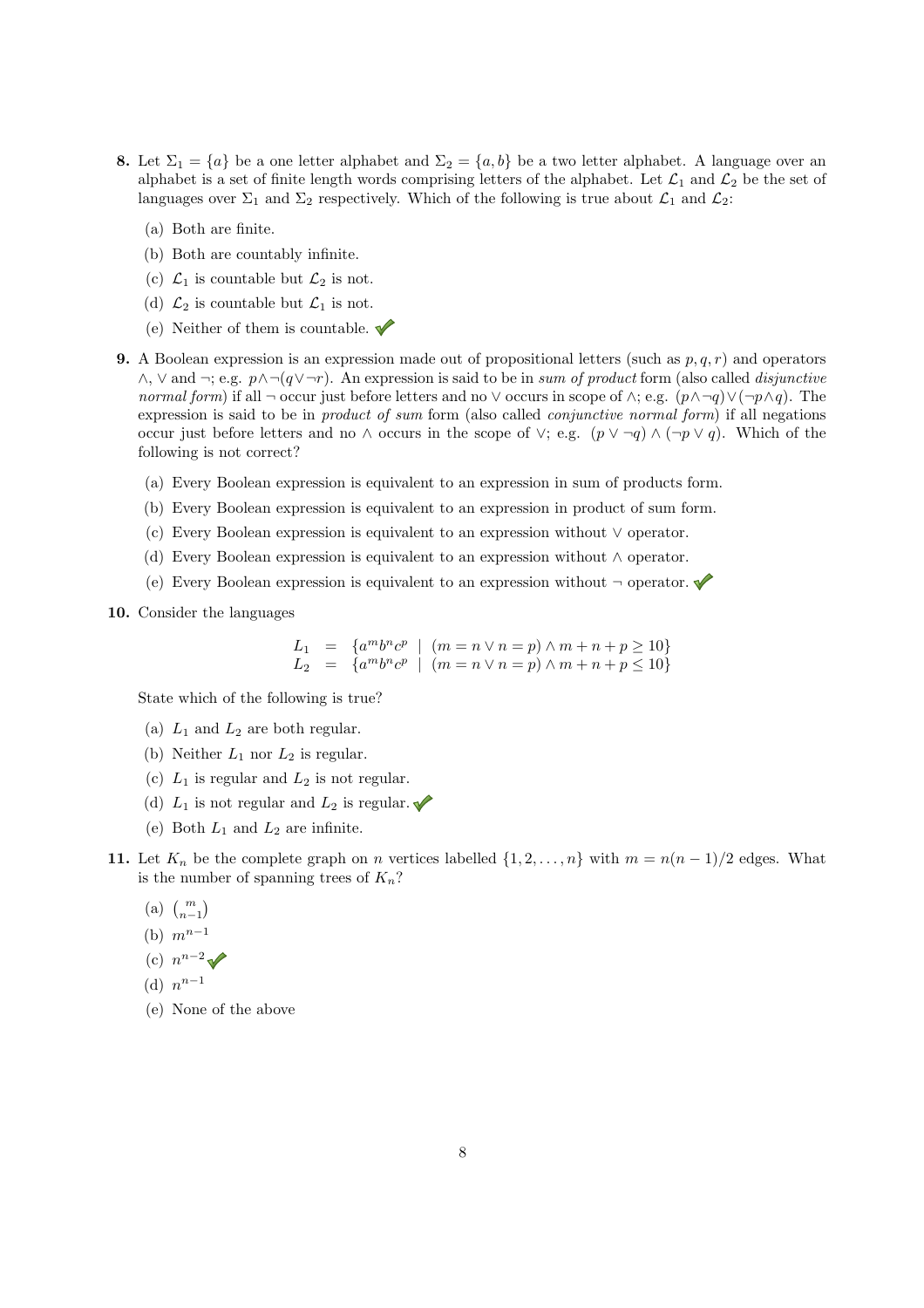**8.** Let $\Sigma_1 = \{a\}$ be a one letter alphabet and $\Sigma_2 = \{a, b\}$ be a two letter alphabet. A language over an alphabet is a set of finite length words comprising letters of the alphabet. Let $\mathcal{L}_1$ and $\mathcal{L}_2$ be the set of languages over $\Sigma_1$ and $\Sigma_2$ respectively. Which of the following is true about $\mathcal{L}_1$ and $\mathcal{L}_2$:

(a) Both are finite.

(b) Both are countably infinite.

(c) $\mathcal{L}_1$ is countable but $\mathcal{L}_2$ is not.

(d) $\mathcal{L}_2$ is countable but $\mathcal{L}_1$ is not.

(e) Neither of them is countable. ✔

**9.** A Boolean expression is an expression made out of propositional letters (such as $p, q, r$) and operators $\wedge$, $\vee$ and $\neg$; e.g. $p \wedge \neg(q \vee \neg r)$. An expression is said to be in *sum of product* form (also called *disjunctive normal form*) if all $\neg$ occur just before letters and no $\vee$ occurs in scope of $\wedge$; e.g. $(p \wedge \neg q) \vee (\neg p \wedge q)$. The expression is said to be in *product of sum* form (also called *conjunctive normal form*) if all negations occur just before letters and no $\wedge$ occurs in the scope of $\vee$; e.g. $(p \vee \neg q) \wedge (\neg p \vee q)$. Which of the following is not correct?

(a) Every Boolean expression is equivalent to an expression in sum of products form.

(b) Every Boolean expression is equivalent to an expression in product of sum form.

(c) Every Boolean expression is equivalent to an expression without $\vee$ operator.

(d) Every Boolean expression is equivalent to an expression without $\wedge$ operator.

(e) Every Boolean expression is equivalent to an expression without $\neg$ operator. ✔

**10.** Consider the languages

$$
\begin{aligned}
L_1 &= \{a^m b^n c^p \mid (m = n \vee n = p) \wedge m + n + p \geq 10\} \\
L_2 &= \{a^m b^n c^p \mid (m = n \vee n = p) \wedge m + n + p \leq 10\}
\end{aligned}
$$

State which of the following is true?

(a) $L_1$ and $L_2$ are both regular.

(b) Neither $L_1$ nor $L_2$ is regular.

(c) $L_1$ is regular and $L_2$ is not regular.

(d) $L_1$ is not regular and $L_2$ is regular. ✔

(e) Both $L_1$ and $L_2$ are infinite.

**11.** Let $K_n$ be the complete graph on $n$ vertices labelled $\{1, 2, \ldots, n\}$ with $m = n(n-1)/2$ edges. What is the number of spanning trees of $K_n$?

(a) $\binom{m}{n-1}$

(b) $m^{n-1}$

(c) $n^{n-2}$ ✔

(d) $n^{n-1}$

(e) None of the above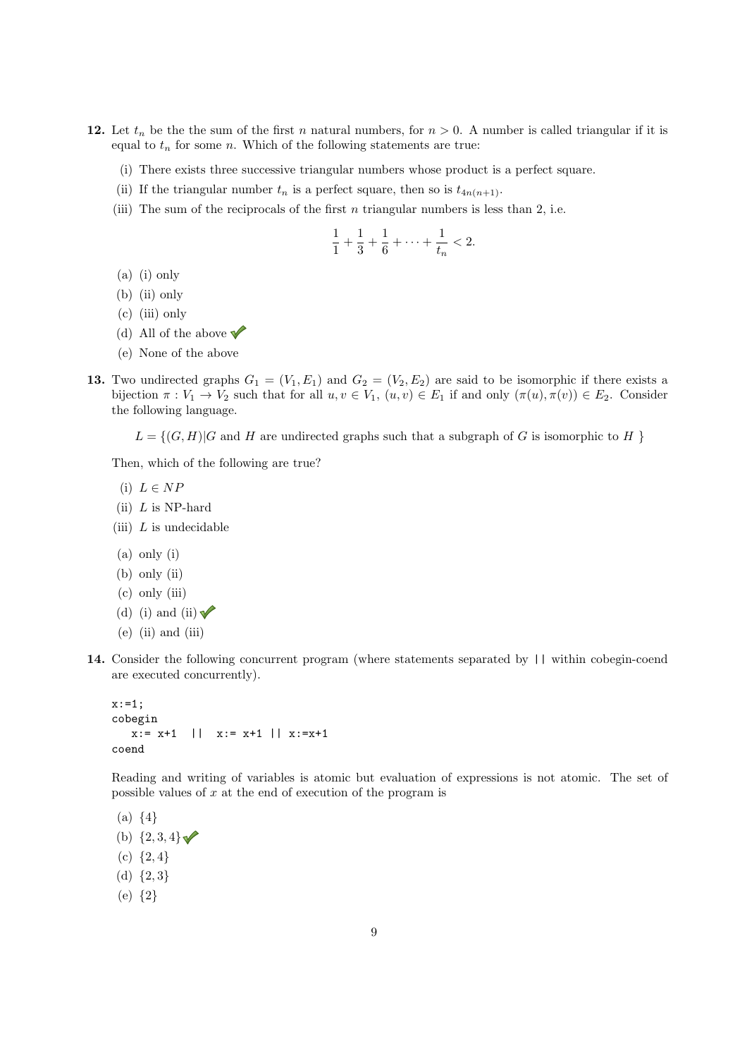**12.** Let $t_n$ be the the sum of the first $n$ natural numbers, for $n > 0$. A number is called triangular if it is equal to $t_n$ for some $n$. Which of the following statements are true:

(i) There exists three successive triangular numbers whose product is a perfect square.

(ii) If the triangular number $t_n$ is a perfect square, then so is $t_{4n(n+1)}$.

(iii) The sum of the reciprocals of the first $n$ triangular numbers is less than 2, i.e.

$$\frac{1}{1} + \frac{1}{3} + \frac{1}{6} + \cdots + \frac{1}{t_n} < 2.$$

(a) (i) only

(b) (ii) only

(c) (iii) only

(d) All of the above ✓

(e) None of the above

**13.** Two undirected graphs $G_1 = (V_1, E_1)$ and $G_2 = (V_2, E_2)$ are said to be isomorphic if there exists a bijection $\pi : V_1 \to V_2$ such that for all $u, v \in V_1$, $(u, v) \in E_1$ if and only $(\pi(u), \pi(v)) \in E_2$. Consider the following language.

$L = \{(G, H) | G$ and $H$ are undirected graphs such that a subgraph of $G$ is isomorphic to $H$ $\}$

Then, which of the following are true?

(i) $L \in NP$

(ii) $L$ is NP-hard

(iii) $L$ is undecidable

(a) only (i)

(b) only (ii)

(c) only (iii)

(d) (i) and (ii) ✓

(e) (ii) and (iii)

**14.** Consider the following concurrent program (where statements separated by `||` within cobegin-coend are executed concurrently).

```
x:=1;
cobegin
   x:= x+1  ||  x:= x+1 || x:=x+1
coend
```

Reading and writing of variables is atomic but evaluation of expressions is not atomic. The set of possible values of $x$ at the end of execution of the program is

(a) $\{4\}$

(b) $\{2, 3, 4\}$ ✓

(c) $\{2, 4\}$

(d) $\{2, 3\}$

(e) $\{2\}$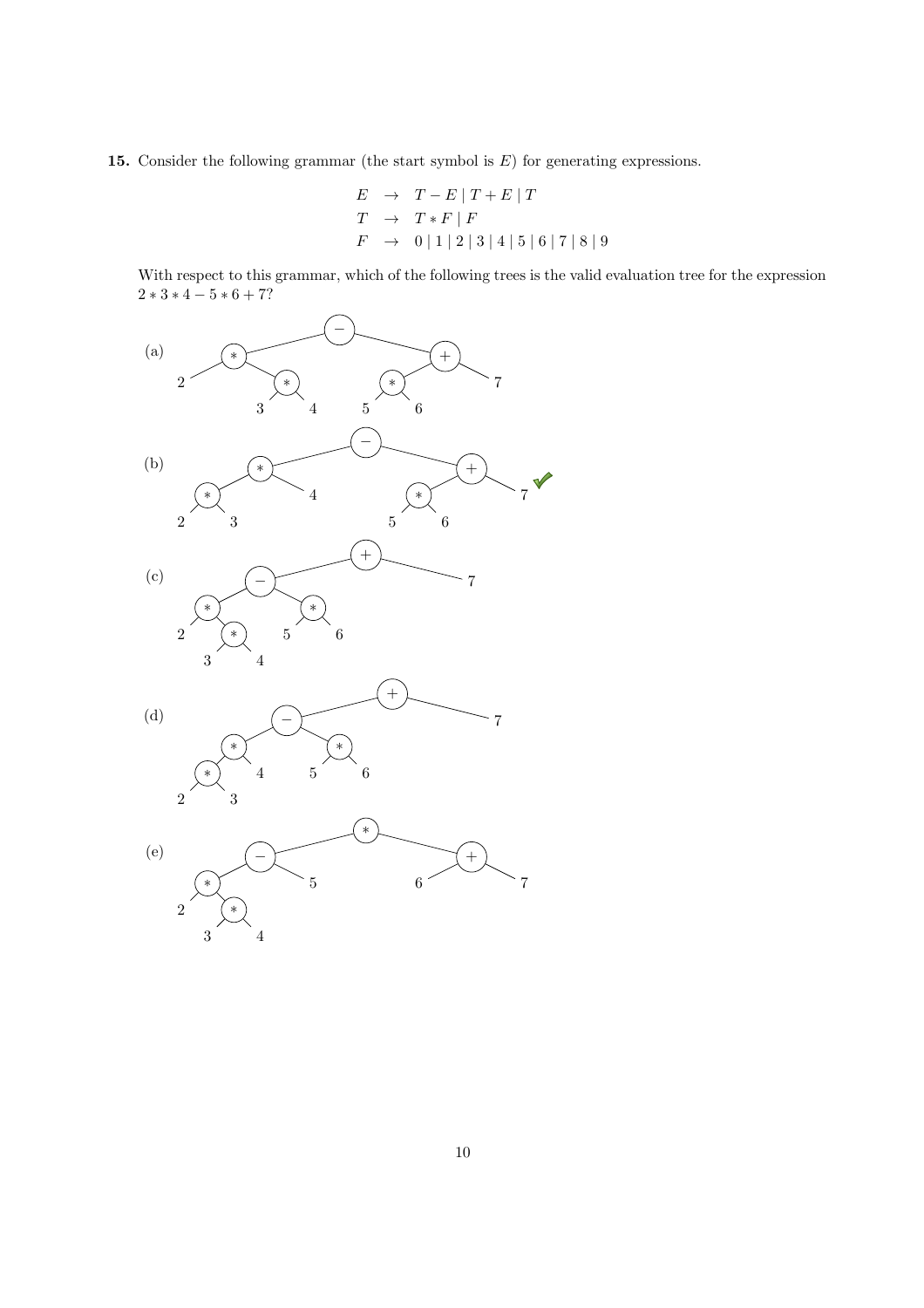**15.** Consider the following grammar (the start symbol is $E$) for generating expressions.

$$
\begin{aligned}
E &\rightarrow T - E \mid T + E \mid T \\
T &\rightarrow T * F \mid F \\
F &\rightarrow 0 \mid 1 \mid 2 \mid 3 \mid 4 \mid 5 \mid 6 \mid 7 \mid 8 \mid 9
\end{aligned}
$$

With respect to this grammar, which of the following trees is the valid evaluation tree for the expression $2 * 3 * 4 - 5 * 6 + 7$?

(a)

(b) ✓

(c)

(d)

(e)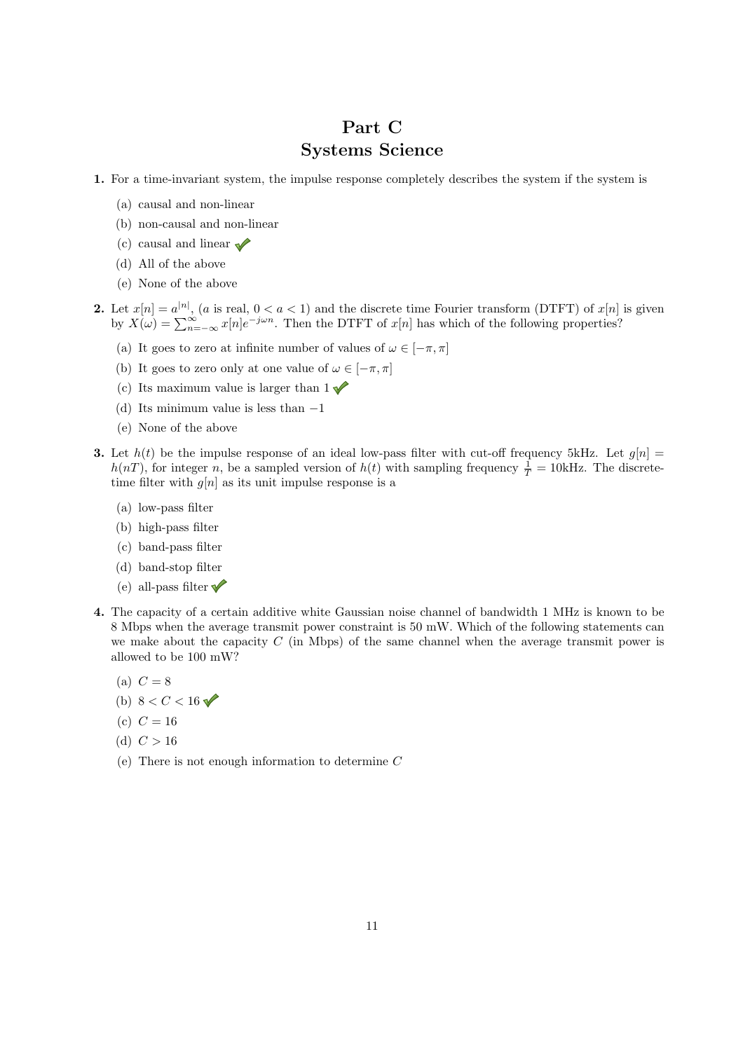# Part C
# Systems Science

**1.** For a time-invariant system, the impulse response completely describes the system if the system is

- (a) causal and non-linear
- (b) non-causal and non-linear
- (c) causal and linear ✓
- (d) All of the above
- (e) None of the above

**2.** Let $x[n] = a^{|n|}$, ($a$ is real, $0 < a < 1$) and the discrete time Fourier transform (DTFT) of $x[n]$ is given by $X(\omega) = \sum_{n=-\infty}^{\infty} x[n]e^{-j\omega n}$. Then the DTFT of $x[n]$ has which of the following properties?

- (a) It goes to zero at infinite number of values of $\omega \in [-\pi, \pi]$
- (b) It goes to zero only at one value of $\omega \in [-\pi, \pi]$
- (c) Its maximum value is larger than 1 ✓
- (d) Its minimum value is less than $-1$
- (e) None of the above

**3.** Let $h(t)$ be the impulse response of an ideal low-pass filter with cut-off frequency 5kHz. Let $g[n] = h(nT)$, for integer $n$, be a sampled version of $h(t)$ with sampling frequency $\frac{1}{T} = 10$kHz. The discrete-time filter with $g[n]$ as its unit impulse response is a

- (a) low-pass filter
- (b) high-pass filter
- (c) band-pass filter
- (d) band-stop filter
- (e) all-pass filter ✓

**4.** The capacity of a certain additive white Gaussian noise channel of bandwidth 1 MHz is known to be 8 Mbps when the average transmit power constraint is 50 mW. Which of the following statements can we make about the capacity $C$ (in Mbps) of the same channel when the average transmit power is allowed to be 100 mW?

- (a) $C = 8$
- (b) $8 < C < 16$ ✓
- (c) $C = 16$
- (d) $C > 16$
- (e) There is not enough information to determine $C$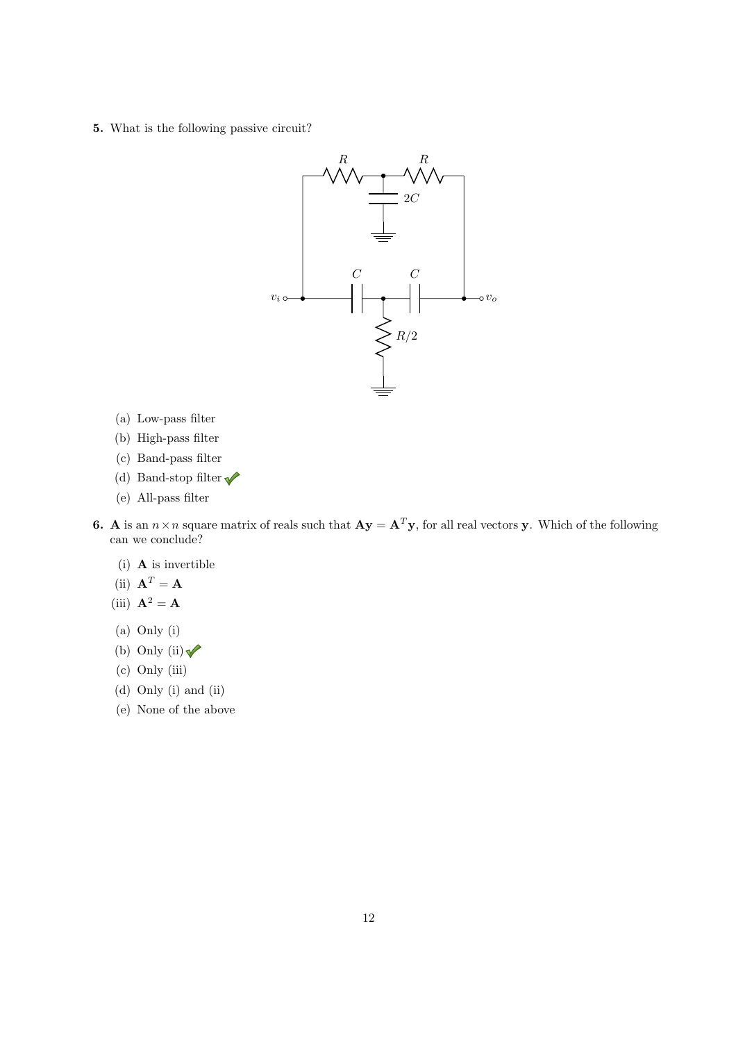**5.** What is the following passive circuit?

(a) Low-pass filter

(b) High-pass filter

(c) Band-pass filter

(d) Band-stop filter ✓

(e) All-pass filter

**6.** $\mathbf{A}$ is an $n \times n$ square matrix of reals such that $\mathbf{A}\mathbf{y} = \mathbf{A}^T\mathbf{y}$, for all real vectors $\mathbf{y}$. Which of the following can we conclude?

(i) $\mathbf{A}$ is invertible

(ii) $\mathbf{A}^T = \mathbf{A}$

(iii) $\mathbf{A}^2 = \mathbf{A}$

(a) Only (i)

(b) Only (ii) ✓

(c) Only (iii)

(d) Only (i) and (ii)

(e) None of the above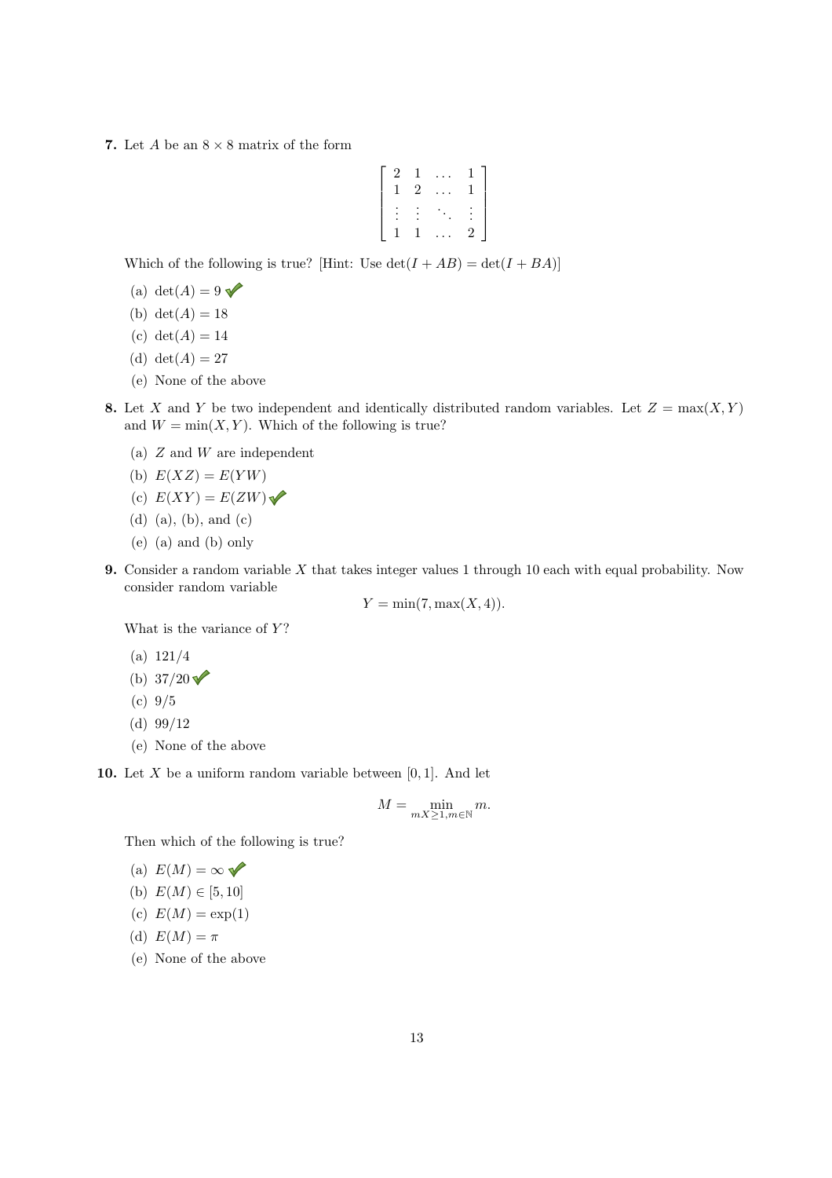**7.** Let $A$ be an $8 \times 8$ matrix of the form

$$\begin{bmatrix} 2 & 1 & \dots & 1 \\ 1 & 2 & \dots & 1 \\ \vdots & \vdots & \ddots & \vdots \\ 1 & 1 & \dots & 2 \end{bmatrix}$$

Which of the following is true? [Hint: Use $\det(I + AB) = \det(I + BA)$]

(a) $\det(A) = 9$ ✓

(b) $\det(A) = 18$

(c) $\det(A) = 14$

(d) $\det(A) = 27$

(e) None of the above

**8.** Let $X$ and $Y$ be two independent and identically distributed random variables. Let $Z = \max(X, Y)$ and $W = \min(X, Y)$. Which of the following is true?

(a) $Z$ and $W$ are independent

(b) $E(XZ) = E(YW)$

(c) $E(XY) = E(ZW)$ ✓

(d) (a), (b), and (c)

(e) (a) and (b) only

**9.** Consider a random variable $X$ that takes integer values 1 through 10 each with equal probability. Now consider random variable

$$Y = \min(7, \max(X, 4)).$$

What is the variance of $Y$?

(a) $121/4$

(b) $37/20$ ✓

(c) $9/5$

(d) $99/12$

(e) None of the above

**10.** Let $X$ be a uniform random variable between $[0, 1]$. And let

$$M = \min_{mX \geq 1, m \in \mathbb{N}} m.$$

Then which of the following is true?

(a) $E(M) = \infty$ ✓

(b) $E(M) \in [5, 10]$

(c) $E(M) = \exp(1)$

(d) $E(M) = \pi$

(e) None of the above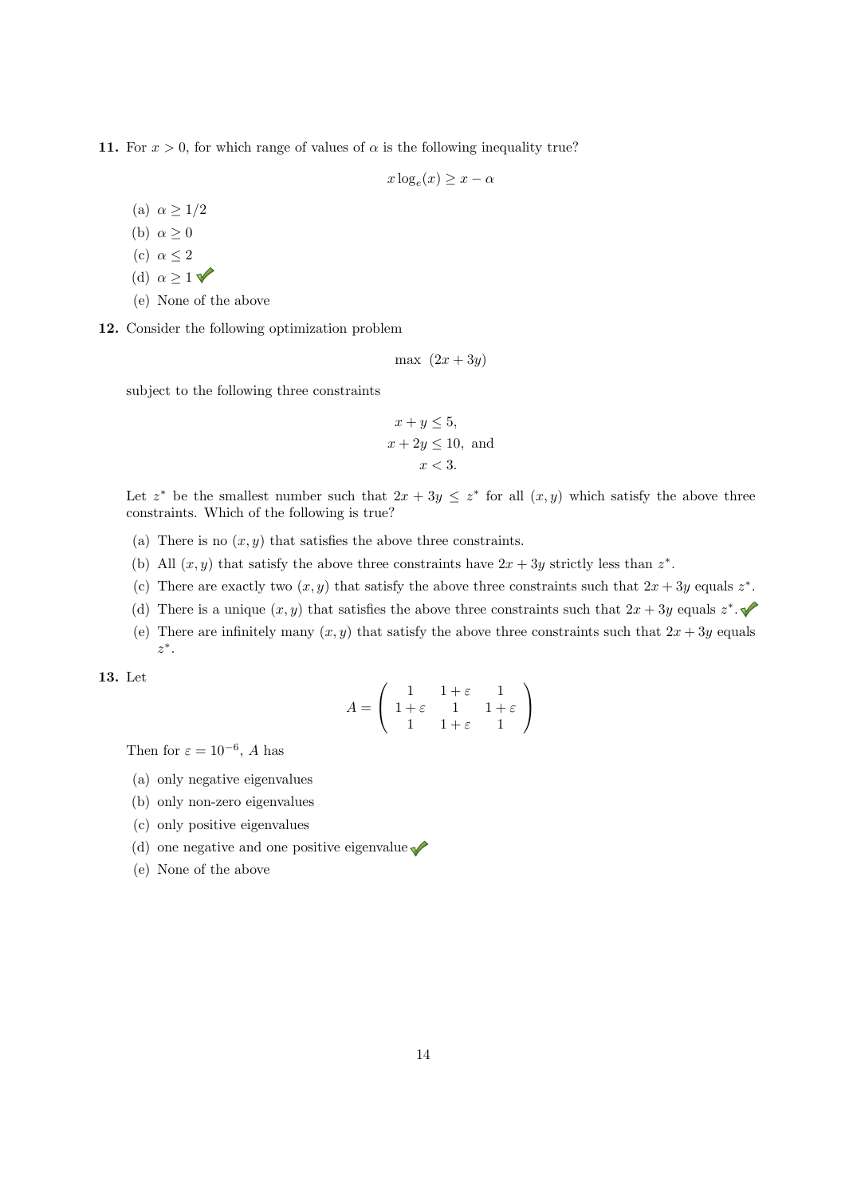**11.** For $x > 0$, for which range of values of $\alpha$ is the following inequality true?

$$x \log_e(x) \geq x - \alpha$$

(a) $\alpha \geq 1/2$

(b) $\alpha \geq 0$

(c) $\alpha \leq 2$

(d) $\alpha \geq 1$ ✔

(e) None of the above

**12.** Consider the following optimization problem

$$\max \ (2x + 3y)$$

subject to the following three constraints

$$x + y \leq 5,$$
$$x + 2y \leq 10, \text{ and}$$
$$x < 3.$$

Let $z^*$ be the smallest number such that $2x + 3y \leq z^*$ for all $(x, y)$ which satisfy the above three constraints. Which of the following is true?

(a) There is no $(x, y)$ that satisfies the above three constraints.

(b) All $(x, y)$ that satisfy the above three constraints have $2x + 3y$ strictly less than $z^*$.

(c) There are exactly two $(x, y)$ that satisfy the above three constraints such that $2x + 3y$ equals $z^*$.

(d) There is a unique $(x, y)$ that satisfies the above three constraints such that $2x + 3y$ equals $z^*$. ✔

(e) There are infinitely many $(x, y)$ that satisfy the above three constraints such that $2x + 3y$ equals $z^*$.

**13.** Let

$$A = \begin{pmatrix} 1 & 1+\varepsilon & 1 \\ 1+\varepsilon & 1 & 1+\varepsilon \\ 1 & 1+\varepsilon & 1 \end{pmatrix}$$

Then for $\varepsilon = 10^{-6}$, $A$ has

(a) only negative eigenvalues

(b) only non-zero eigenvalues

(c) only positive eigenvalues

(d) one negative and one positive eigenvalue ✔

(e) None of the above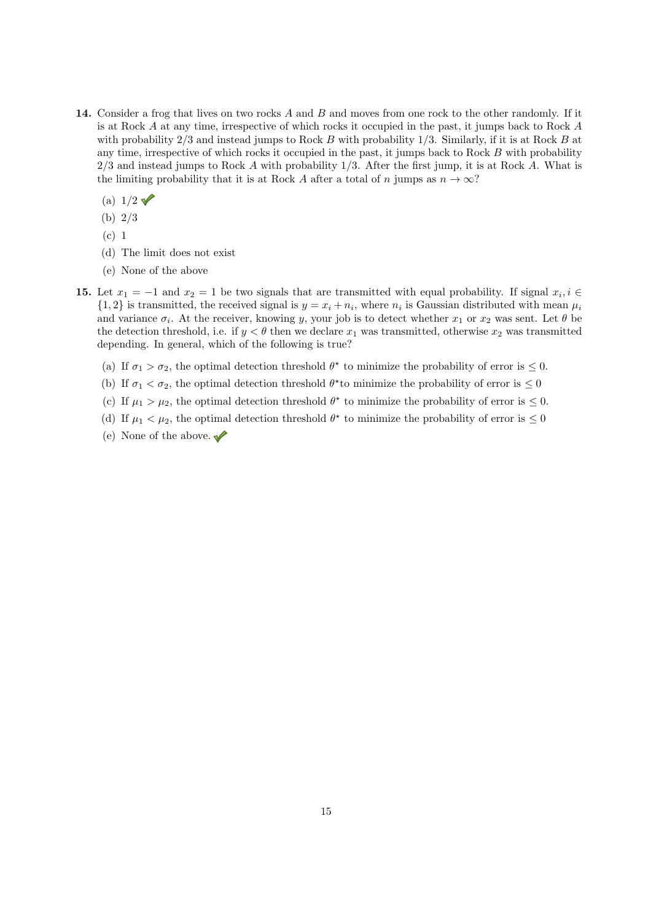**14.** Consider a frog that lives on two rocks $A$ and $B$ and moves from one rock to the other randomly. If it is at Rock $A$ at any time, irrespective of which rocks it occupied in the past, it jumps back to Rock $A$ with probability $2/3$ and instead jumps to Rock $B$ with probability $1/3$. Similarly, if it is at Rock $B$ at any time, irrespective of which rocks it occupied in the past, it jumps back to Rock $B$ with probability $2/3$ and instead jumps to Rock $A$ with probability $1/3$. After the first jump, it is at Rock $A$. What is the limiting probability that it is at Rock $A$ after a total of $n$ jumps as $n \to \infty$?

(a) $1/2$ ✓

(b) $2/3$

(c) $1$

(d) The limit does not exist

(e) None of the above

**15.** Let $x_1 = -1$ and $x_2 = 1$ be two signals that are transmitted with equal probability. If signal $x_i, i \in \{1, 2\}$ is transmitted, the received signal is $y = x_i + n_i$, where $n_i$ is Gaussian distributed with mean $\mu_i$ and variance $\sigma_i$. At the receiver, knowing $y$, your job is to detect whether $x_1$ or $x_2$ was sent. Let $\theta$ be the detection threshold, i.e. if $y < \theta$ then we declare $x_1$ was transmitted, otherwise $x_2$ was transmitted depending. In general, which of the following is true?

(a) If $\sigma_1 > \sigma_2$, the optimal detection threshold $\theta^\star$ to minimize the probability of error is $\leq 0$.

(b) If $\sigma_1 < \sigma_2$, the optimal detection threshold $\theta^\star$to minimize the probability of error is $\leq 0$

(c) If $\mu_1 > \mu_2$, the optimal detection threshold $\theta^\star$ to minimize the probability of error is $\leq 0$.

(d) If $\mu_1 < \mu_2$, the optimal detection threshold $\theta^\star$ to minimize the probability of error is $\leq 0$

(e) None of the above. ✓